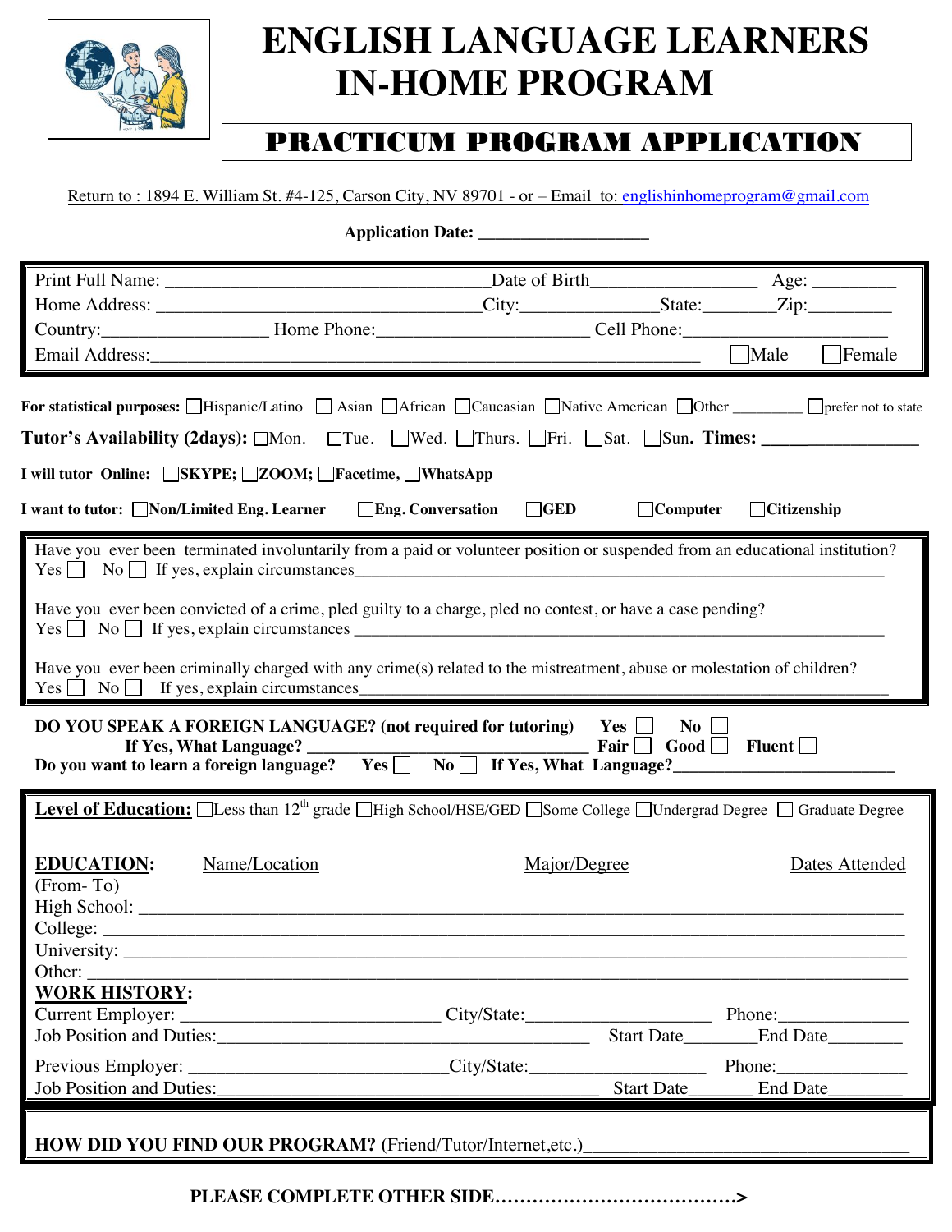# ENGLISH LANGUAGE LEARNERS IN-HOME PROGRAM

## PRACTICUM PROGRAM APPLICATION

Return to : 1894 E. William St. #4-125, Carson City, NV 89701 - or – Email to: englishinhomeprogram@gmail.com

**Application Date:** ___________________

Print Full Name: ___________________________________Date of Birth__________________ Age: _________
Home Address: ___________________________________City:______________State:________Zip:_________
Country:_________________ Home Phone:______________________ Cell Phone:______________________
Email Address:_____________________________________________________________ ☐Male ☐Female

**For statistical purposes:** ☐Hispanic/Latino ☐ Asian ☐African ☐Caucasian ☐Native American ☐Other _________ ☐prefer not to state

**Tutor's Availability (2days):** ☐Mon. ☐Tue. ☐Wed. ☐Thurs. ☐Fri. ☐Sat. ☐Sun. **Times:** _________________

**I will tutor Online:** ☐**SKYPE;** ☐**ZOOM;** ☐**Facetime,** ☐**WhatsApp**

**I want to tutor:** ☐**Non/Limited Eng. Learner** ☐**Eng. Conversation** ☐**GED** ☐**Computer** ☐**Citizenship**

Have you ever been terminated involuntarily from a paid or volunteer position or suspended from an educational institution?
Yes ☐ No ☐ If yes, explain circumstances____________________________________________________________

Have you ever been convicted of a crime, pled guilty to a charge, pled no contest, or have a case pending?
Yes ☐ No ☐ If yes, explain circumstances ____________________________________________________________

Have you ever been criminally charged with any crime(s) related to the mistreatment, abuse or molestation of children?
Yes ☐ No ☐ If yes, explain circumstances____________________________________________________________

**DO YOU SPEAK A FOREIGN LANGUAGE? (not required for tutoring)** **Yes** ☐ **No** ☐
**If Yes, What Language?** _______________________________ **Fair** ☐ **Good** ☐ **Fluent** ☐
**Do you want to learn a foreign language?** **Yes** ☐ **No** ☐ **If Yes, What Language?**_________________________

**Level of Education:** ☐Less than 12th grade ☐High School/HSE/GED ☐Some College ☐Undergrad Degree ☐ Graduate Degree

**EDUCATION:** Name/Location | Major/Degree | Dates Attended (From- To)

High School: ______________________________________________________________________________
College: __________________________________________________________________________________
University: ________________________________________________________________________________
Other: ___________________________________________________________________________________

**WORK HISTORY:**

Current Employer: ___________________________ City/State:____________________ Phone:______________
Job Position and Duties:__________________________________________ Start Date________End Date________

Previous Employer: ___________________________City/State:___________________ Phone:______________
Job Position and Duties:___________________________________________ Start Date_______ End Date________

**HOW DID YOU FIND OUR PROGRAM?** (Friend/Tutor/Internet,etc.)_____________________________________

**PLEASE COMPLETE OTHER SIDE………………………………>**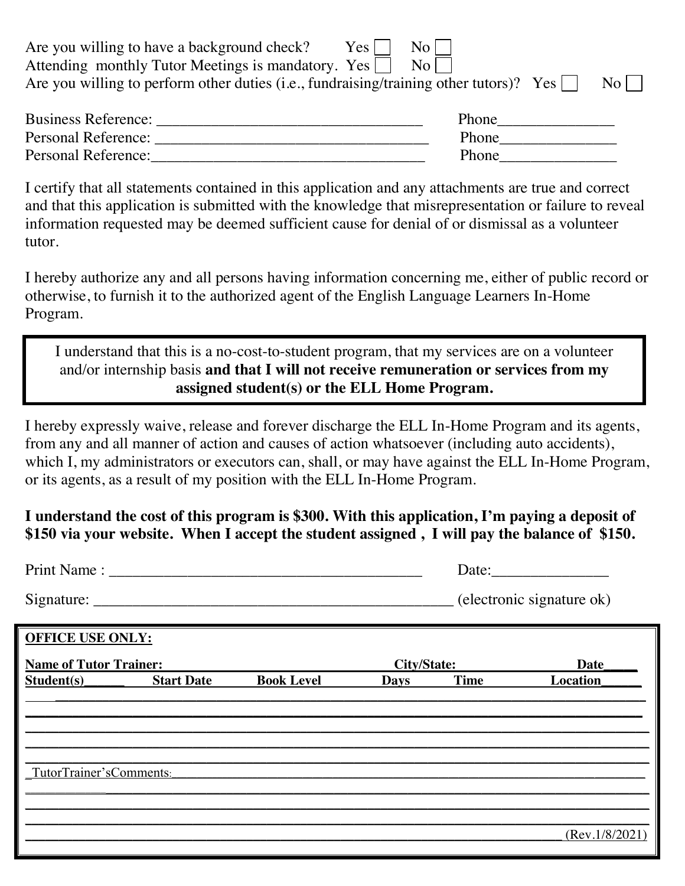Are you willing to have a background check? Yes ☐ No ☐
Attending monthly Tutor Meetings is mandatory. Yes ☐ No ☐
Are you willing to perform other duties (i.e., fundraising/training other tutors)? Yes ☐ No ☐

Business Reference: ________________________________ Phone______________
Personal Reference: ________________________________ Phone______________
Personal Reference: ________________________________ Phone______________

I certify that all statements contained in this application and any attachments are true and correct and that this application is submitted with the knowledge that misrepresentation or failure to reveal information requested may be deemed sufficient cause for denial of or dismissal as a volunteer tutor.

I hereby authorize any and all persons having information concerning me, either of public record or otherwise, to furnish it to the authorized agent of the English Language Learners In-Home Program.

I understand that this is a no-cost-to-student program, that my services are on a volunteer and/or internship basis **and that I will not receive remuneration or services from my assigned student(s) or the ELL Home Program.**

I hereby expressly waive, release and forever discharge the ELL In-Home Program and its agents, from any and all manner of action and causes of action whatsoever (including auto accidents), which I, my administrators or executors can, shall, or may have against the ELL In-Home Program, or its agents, as a result of my position with the ELL In-Home Program.

**I understand the cost of this program is $300. With this application, I'm paying a deposit of $150 via your website. When I accept the student assigned , I will pay the balance of $150.**

Print Name : ______________________________________ Date:______________

Signature: ____________________________________________ (electronic signature ok)

**OFFICE USE ONLY:**

**Name of Tutor Trainer:** **City/State:** **Date_____**

| **Student(s)_____** | **Start Date** | **Book Level** | **Days** | **Time** | **Location_____** |
|---|---|---|---|---|---|
| | | | | | |
| | | | | | |
| | | | | | |
| | | | | | |

_TutorTrainer'sComments:______________________________________________

(Rev.1/8/2021)